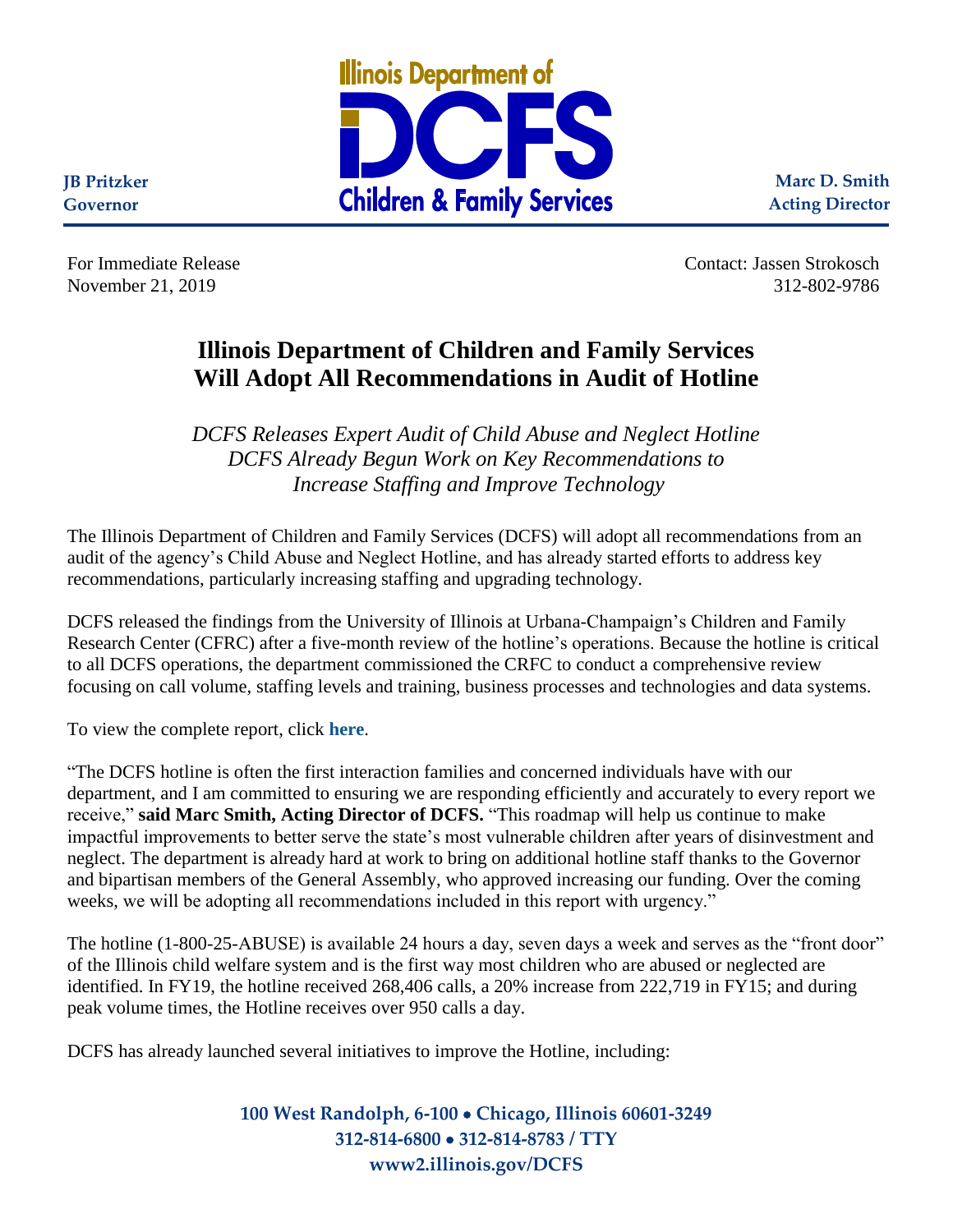Illinois Department of DCFS Children & Family Services

**JB Pritzker**
**Governor**

**Marc D. Smith**
**Acting Director**

For Immediate Release
November 21, 2019

Contact: Jassen Strokosch
312-802-9786

# Illinois Department of Children and Family Services Will Adopt All Recommendations in Audit of Hotline

*DCFS Releases Expert Audit of Child Abuse and Neglect Hotline*
*DCFS Already Begun Work on Key Recommendations to Increase Staffing and Improve Technology*

The Illinois Department of Children and Family Services (DCFS) will adopt all recommendations from an audit of the agency's Child Abuse and Neglect Hotline, and has already started efforts to address key recommendations, particularly increasing staffing and upgrading technology.

DCFS released the findings from the University of Illinois at Urbana-Champaign's Children and Family Research Center (CFRC) after a five-month review of the hotline's operations. Because the hotline is critical to all DCFS operations, the department commissioned the CRFC to conduct a comprehensive review focusing on call volume, staffing levels and training, business processes and technologies and data systems.

To view the complete report, click **here**.

"The DCFS hotline is often the first interaction families and concerned individuals have with our department, and I am committed to ensuring we are responding efficiently and accurately to every report we receive," **said Marc Smith, Acting Director of DCFS.** "This roadmap will help us continue to make impactful improvements to better serve the state's most vulnerable children after years of disinvestment and neglect. The department is already hard at work to bring on additional hotline staff thanks to the Governor and bipartisan members of the General Assembly, who approved increasing our funding. Over the coming weeks, we will be adopting all recommendations included in this report with urgency."

The hotline (1-800-25-ABUSE) is available 24 hours a day, seven days a week and serves as the "front door" of the Illinois child welfare system and is the first way most children who are abused or neglected are identified. In FY19, the hotline received 268,406 calls, a 20% increase from 222,719 in FY15; and during peak volume times, the Hotline receives over 950 calls a day.

DCFS has already launched several initiatives to improve the Hotline, including:

**100 West Randolph, 6-100 • Chicago, Illinois 60601-3249**
**312-814-6800 • 312-814-8783 / TTY**
**www2.illinois.gov/DCFS**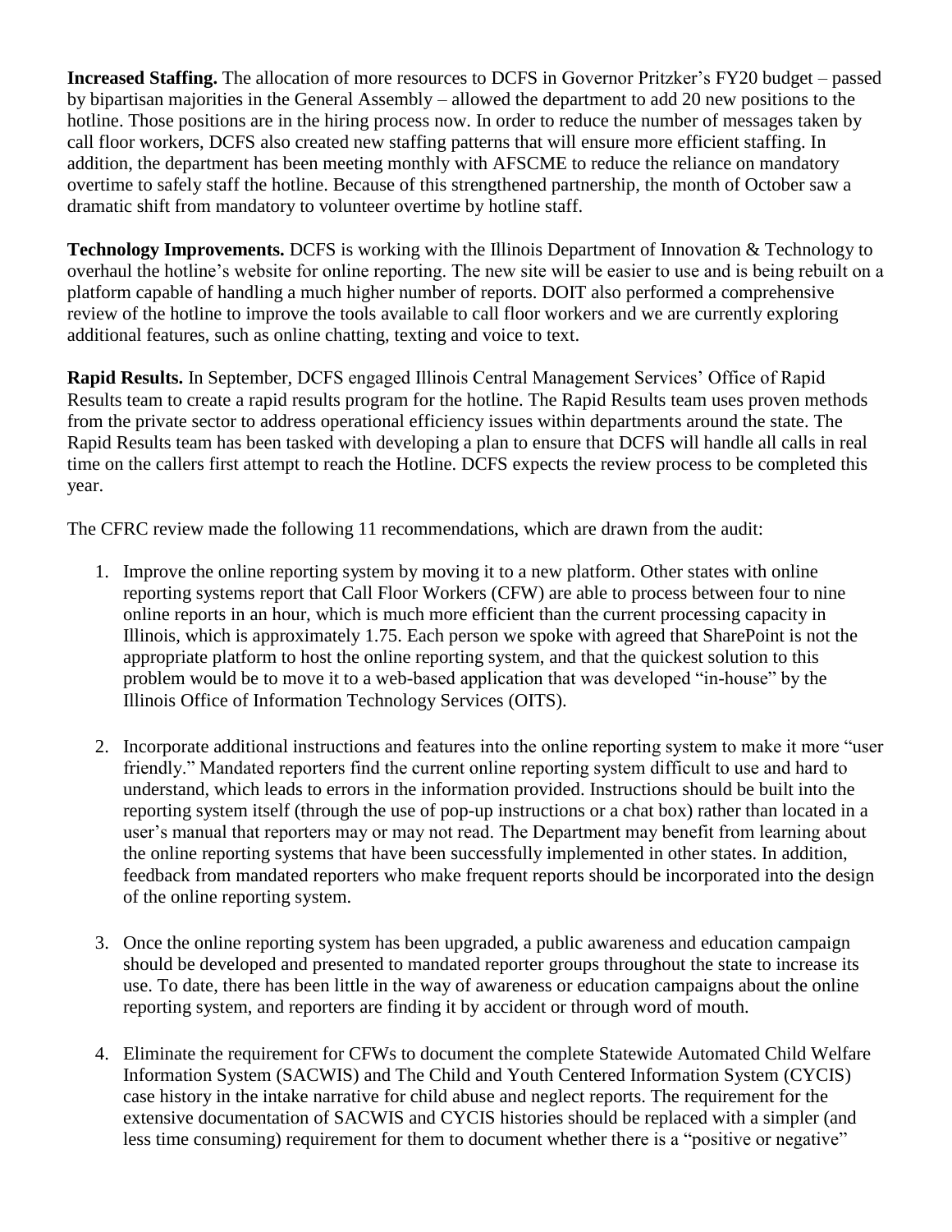**Increased Staffing.** The allocation of more resources to DCFS in Governor Pritzker's FY20 budget – passed by bipartisan majorities in the General Assembly – allowed the department to add 20 new positions to the hotline. Those positions are in the hiring process now. In order to reduce the number of messages taken by call floor workers, DCFS also created new staffing patterns that will ensure more efficient staffing. In addition, the department has been meeting monthly with AFSCME to reduce the reliance on mandatory overtime to safely staff the hotline. Because of this strengthened partnership, the month of October saw a dramatic shift from mandatory to volunteer overtime by hotline staff.

**Technology Improvements.** DCFS is working with the Illinois Department of Innovation & Technology to overhaul the hotline's website for online reporting. The new site will be easier to use and is being rebuilt on a platform capable of handling a much higher number of reports. DOIT also performed a comprehensive review of the hotline to improve the tools available to call floor workers and we are currently exploring additional features, such as online chatting, texting and voice to text.

**Rapid Results.** In September, DCFS engaged Illinois Central Management Services' Office of Rapid Results team to create a rapid results program for the hotline. The Rapid Results team uses proven methods from the private sector to address operational efficiency issues within departments around the state. The Rapid Results team has been tasked with developing a plan to ensure that DCFS will handle all calls in real time on the callers first attempt to reach the Hotline. DCFS expects the review process to be completed this year.

The CFRC review made the following 11 recommendations, which are drawn from the audit:

1. Improve the online reporting system by moving it to a new platform. Other states with online reporting systems report that Call Floor Workers (CFW) are able to process between four to nine online reports in an hour, which is much more efficient than the current processing capacity in Illinois, which is approximately 1.75. Each person we spoke with agreed that SharePoint is not the appropriate platform to host the online reporting system, and that the quickest solution to this problem would be to move it to a web-based application that was developed "in-house" by the Illinois Office of Information Technology Services (OITS).

2. Incorporate additional instructions and features into the online reporting system to make it more "user friendly." Mandated reporters find the current online reporting system difficult to use and hard to understand, which leads to errors in the information provided. Instructions should be built into the reporting system itself (through the use of pop-up instructions or a chat box) rather than located in a user's manual that reporters may or may not read. The Department may benefit from learning about the online reporting systems that have been successfully implemented in other states. In addition, feedback from mandated reporters who make frequent reports should be incorporated into the design of the online reporting system.

3. Once the online reporting system has been upgraded, a public awareness and education campaign should be developed and presented to mandated reporter groups throughout the state to increase its use. To date, there has been little in the way of awareness or education campaigns about the online reporting system, and reporters are finding it by accident or through word of mouth.

4. Eliminate the requirement for CFWs to document the complete Statewide Automated Child Welfare Information System (SACWIS) and The Child and Youth Centered Information System (CYCIS) case history in the intake narrative for child abuse and neglect reports. The requirement for the extensive documentation of SACWIS and CYCIS histories should be replaced with a simpler (and less time consuming) requirement for them to document whether there is a "positive or negative"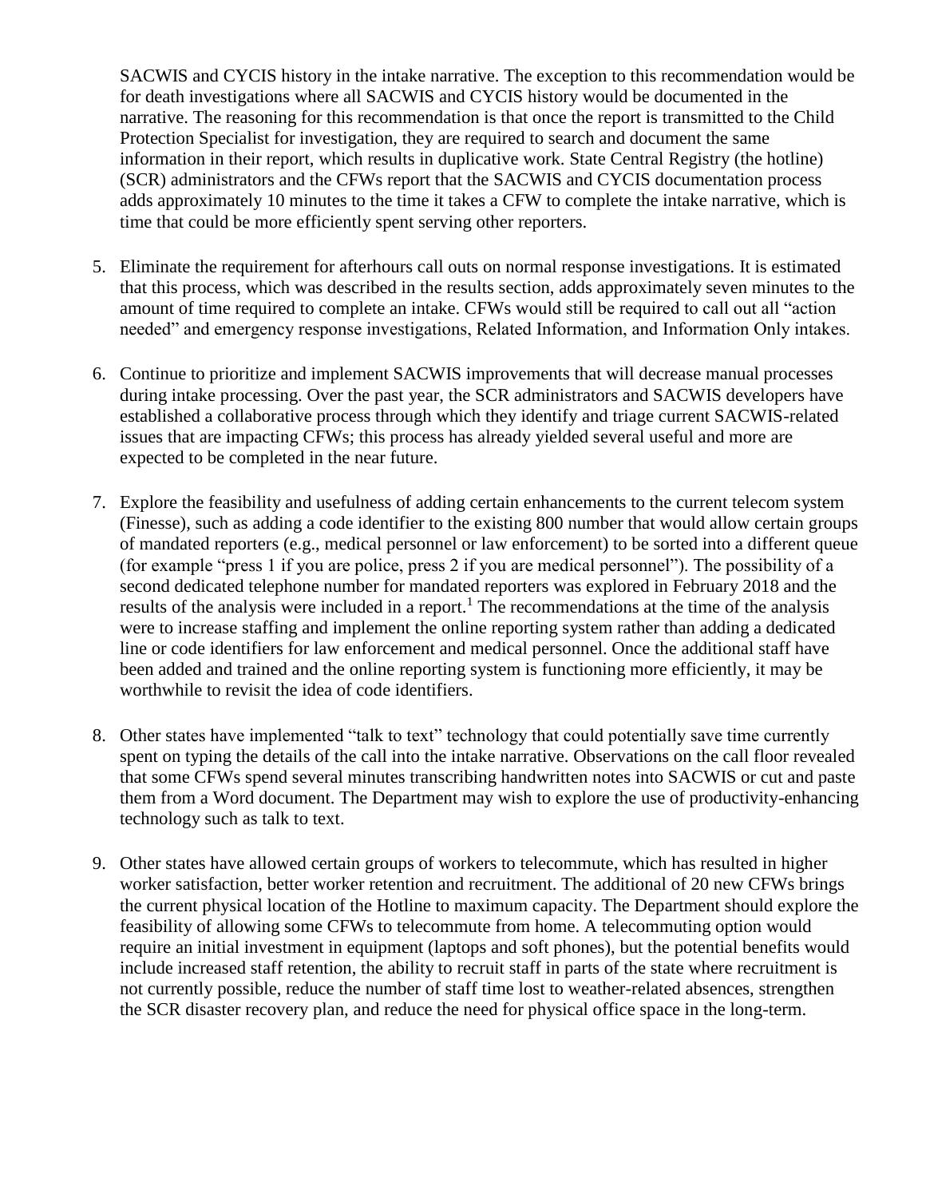SACWIS and CYCIS history in the intake narrative. The exception to this recommendation would be for death investigations where all SACWIS and CYCIS history would be documented in the narrative. The reasoning for this recommendation is that once the report is transmitted to the Child Protection Specialist for investigation, they are required to search and document the same information in their report, which results in duplicative work. State Central Registry (the hotline) (SCR) administrators and the CFWs report that the SACWIS and CYCIS documentation process adds approximately 10 minutes to the time it takes a CFW to complete the intake narrative, which is time that could be more efficiently spent serving other reporters.

5. Eliminate the requirement for afterhours call outs on normal response investigations. It is estimated that this process, which was described in the results section, adds approximately seven minutes to the amount of time required to complete an intake. CFWs would still be required to call out all "action needed" and emergency response investigations, Related Information, and Information Only intakes.

6. Continue to prioritize and implement SACWIS improvements that will decrease manual processes during intake processing. Over the past year, the SCR administrators and SACWIS developers have established a collaborative process through which they identify and triage current SACWIS-related issues that are impacting CFWs; this process has already yielded several useful and more are expected to be completed in the near future.

7. Explore the feasibility and usefulness of adding certain enhancements to the current telecom system (Finesse), such as adding a code identifier to the existing 800 number that would allow certain groups of mandated reporters (e.g., medical personnel or law enforcement) to be sorted into a different queue (for example "press 1 if you are police, press 2 if you are medical personnel"). The possibility of a second dedicated telephone number for mandated reporters was explored in February 2018 and the results of the analysis were included in a report.[1] The recommendations at the time of the analysis were to increase staffing and implement the online reporting system rather than adding a dedicated line or code identifiers for law enforcement and medical personnel. Once the additional staff have been added and trained and the online reporting system is functioning more efficiently, it may be worthwhile to revisit the idea of code identifiers.

8. Other states have implemented "talk to text" technology that could potentially save time currently spent on typing the details of the call into the intake narrative. Observations on the call floor revealed that some CFWs spend several minutes transcribing handwritten notes into SACWIS or cut and paste them from a Word document. The Department may wish to explore the use of productivity-enhancing technology such as talk to text.

9. Other states have allowed certain groups of workers to telecommute, which has resulted in higher worker satisfaction, better worker retention and recruitment. The additional of 20 new CFWs brings the current physical location of the Hotline to maximum capacity. The Department should explore the feasibility of allowing some CFWs to telecommute from home. A telecommuting option would require an initial investment in equipment (laptops and soft phones), but the potential benefits would include increased staff retention, the ability to recruit staff in parts of the state where recruitment is not currently possible, reduce the number of staff time lost to weather-related absences, strengthen the SCR disaster recovery plan, and reduce the need for physical office space in the long-term.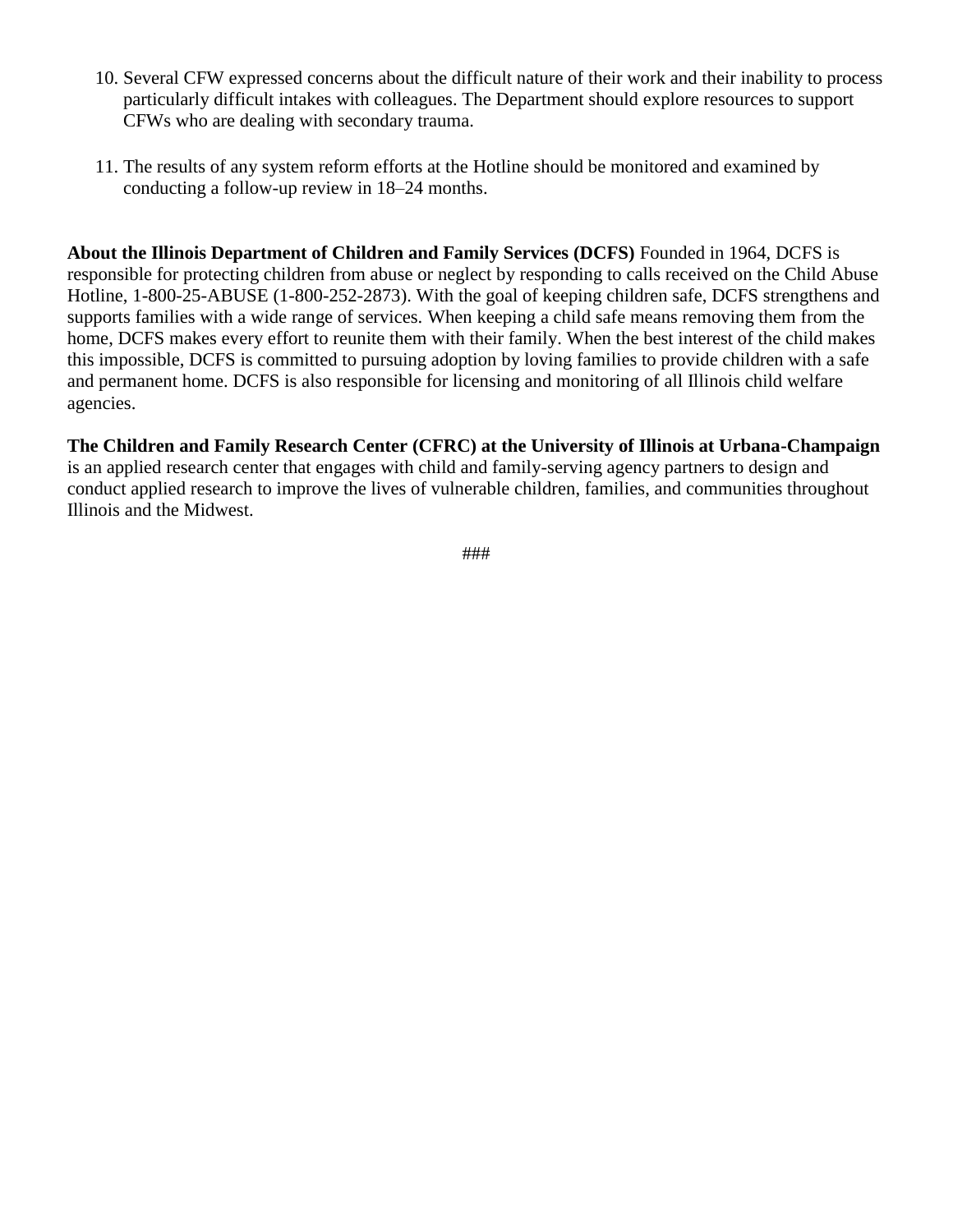10. Several CFW expressed concerns about the difficult nature of their work and their inability to process particularly difficult intakes with colleagues. The Department should explore resources to support CFWs who are dealing with secondary trauma.

11. The results of any system reform efforts at the Hotline should be monitored and examined by conducting a follow-up review in 18–24 months.

**About the Illinois Department of Children and Family Services (DCFS)** Founded in 1964, DCFS is responsible for protecting children from abuse or neglect by responding to calls received on the Child Abuse Hotline, 1-800-25-ABUSE (1-800-252-2873). With the goal of keeping children safe, DCFS strengthens and supports families with a wide range of services. When keeping a child safe means removing them from the home, DCFS makes every effort to reunite them with their family. When the best interest of the child makes this impossible, DCFS is committed to pursuing adoption by loving families to provide children with a safe and permanent home. DCFS is also responsible for licensing and monitoring of all Illinois child welfare agencies.

**The Children and Family Research Center (CFRC) at the University of Illinois at Urbana-Champaign** is an applied research center that engages with child and family-serving agency partners to design and conduct applied research to improve the lives of vulnerable children, families, and communities throughout Illinois and the Midwest.

###